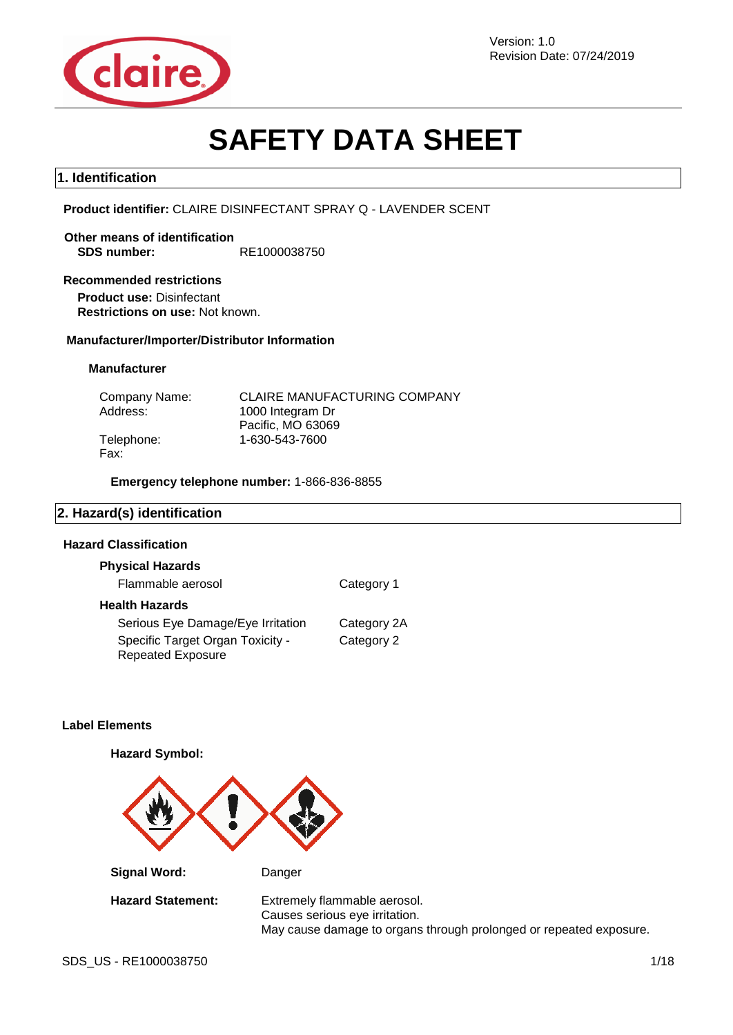Version: 1.0
Revision Date: 07/24/2019

# SAFETY DATA SHEET

## 1. Identification

**Product identifier:** CLAIRE DISINFECTANT SPRAY Q - LAVENDER SCENT

**Other means of identification**
**SDS number:** RE1000038750

**Recommended restrictions**
**Product use:** Disinfectant
**Restrictions on use:** Not known.

**Manufacturer/Importer/Distributor Information**

**Manufacturer**

| | |
|---|---|
| Company Name: | CLAIRE MANUFACTURING COMPANY |
| Address: | 1000 Integram Dr<br>Pacific, MO 63069 |
| Telephone: | 1-630-543-7600 |
| Fax: | |

**Emergency telephone number:** 1-866-836-8855

## 2. Hazard(s) identification

**Hazard Classification**

**Physical Hazards**

| | |
|---|---|
| Flammable aerosol | Category 1 |

**Health Hazards**

| | |
|---|---|
| Serious Eye Damage/Eye Irritation | Category 2A |
| Specific Target Organ Toxicity - Repeated Exposure | Category 2 |

**Label Elements**

**Hazard Symbol:**

**Signal Word:** Danger

**Hazard Statement:** Extremely flammable aerosol.
Causes serious eye irritation.
May cause damage to organs through prolonged or repeated exposure.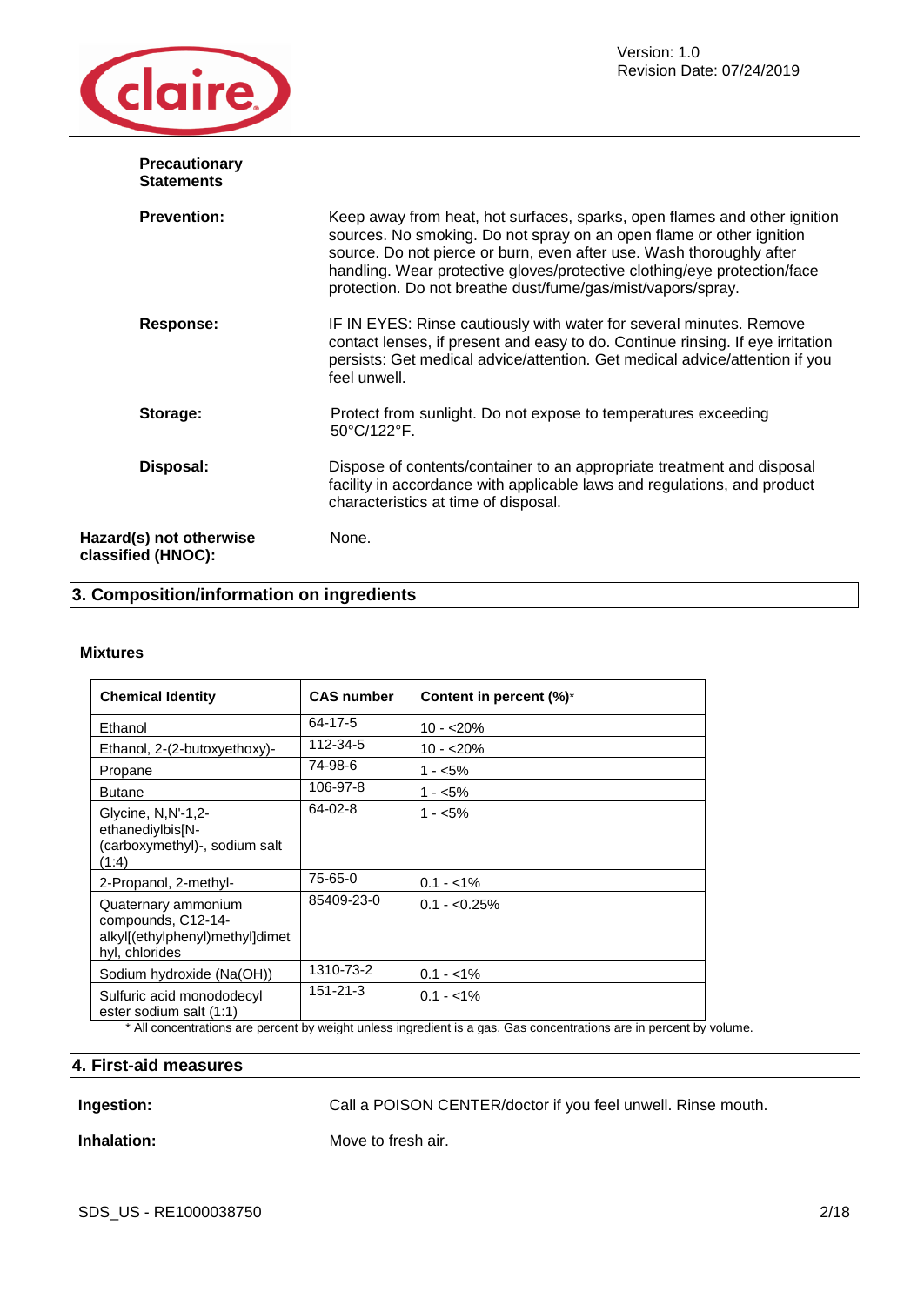**Precautionary Statements**

**Prevention:** Keep away from heat, hot surfaces, sparks, open flames and other ignition sources. No smoking. Do not spray on an open flame or other ignition source. Do not pierce or burn, even after use. Wash thoroughly after handling. Wear protective gloves/protective clothing/eye protection/face protection. Do not breathe dust/fume/gas/mist/vapors/spray.

**Response:** IF IN EYES: Rinse cautiously with water for several minutes. Remove contact lenses, if present and easy to do. Continue rinsing. If eye irritation persists: Get medical advice/attention. Get medical advice/attention if you feel unwell.

**Storage:** Protect from sunlight. Do not expose to temperatures exceeding 50°C/122°F.

**Disposal:** Dispose of contents/container to an appropriate treatment and disposal facility in accordance with applicable laws and regulations, and product characteristics at time of disposal.

**Hazard(s) not otherwise classified (HNOC):** None.

## 3. Composition/information on ingredients

### Mixtures

| Chemical Identity | CAS number | Content in percent (%)* |
|---|---|---|
| Ethanol | 64-17-5 | 10 - <20% |
| Ethanol, 2-(2-butoxyethoxy)- | 112-34-5 | 10 - <20% |
| Propane | 74-98-6 | 1 - <5% |
| Butane | 106-97-8 | 1 - <5% |
| Glycine, N,N'-1,2-ethanediylbis[N-(carboxymethyl)-, sodium salt (1:4) | 64-02-8 | 1 - <5% |
| 2-Propanol, 2-methyl- | 75-65-0 | 0.1 - <1% |
| Quaternary ammonium compounds, C12-14-alkyl[(ethylphenyl)methyl]dimethyl, chlorides | 85409-23-0 | 0.1 - <0.25% |
| Sodium hydroxide (Na(OH)) | 1310-73-2 | 0.1 - <1% |
| Sulfuric acid monododecyl ester sodium salt (1:1) | 151-21-3 | 0.1 - <1% |

* All concentrations are percent by weight unless ingredient is a gas. Gas concentrations are in percent by volume.

## 4. First-aid measures

**Ingestion:** Call a POISON CENTER/doctor if you feel unwell. Rinse mouth.

**Inhalation:** Move to fresh air.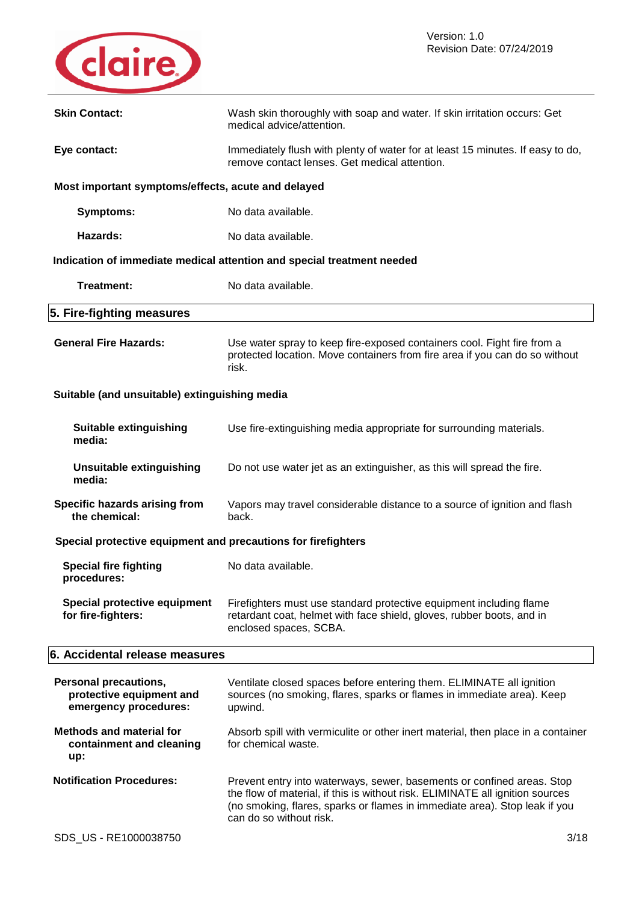**Skin Contact:** Wash skin thoroughly with soap and water. If skin irritation occurs: Get medical advice/attention.

**Eye contact:** Immediately flush with plenty of water for at least 15 minutes. If easy to do, remove contact lenses. Get medical attention.

**Most important symptoms/effects, acute and delayed**

**Symptoms:** No data available.

**Hazards:** No data available.

**Indication of immediate medical attention and special treatment needed**

**Treatment:** No data available.

## 5. Fire-fighting measures

**General Fire Hazards:** Use water spray to keep fire-exposed containers cool. Fight fire from a protected location. Move containers from fire area if you can do so without risk.

**Suitable (and unsuitable) extinguishing media**

**Suitable extinguishing media:** Use fire-extinguishing media appropriate for surrounding materials.

**Unsuitable extinguishing media:** Do not use water jet as an extinguisher, as this will spread the fire.

**Specific hazards arising from the chemical:** Vapors may travel considerable distance to a source of ignition and flash back.

**Special protective equipment and precautions for firefighters**

**Special fire fighting procedures:** No data available.

**Special protective equipment for fire-fighters:** Firefighters must use standard protective equipment including flame retardant coat, helmet with face shield, gloves, rubber boots, and in enclosed spaces, SCBA.

## 6. Accidental release measures

**Personal precautions, protective equipment and emergency procedures:** Ventilate closed spaces before entering them. ELIMINATE all ignition sources (no smoking, flares, sparks or flames in immediate area). Keep upwind.

**Methods and material for containment and cleaning up:** Absorb spill with vermiculite or other inert material, then place in a container for chemical waste.

**Notification Procedures:** Prevent entry into waterways, sewer, basements or confined areas. Stop the flow of material, if this is without risk. ELIMINATE all ignition sources (no smoking, flares, sparks or flames in immediate area). Stop leak if you can do so without risk.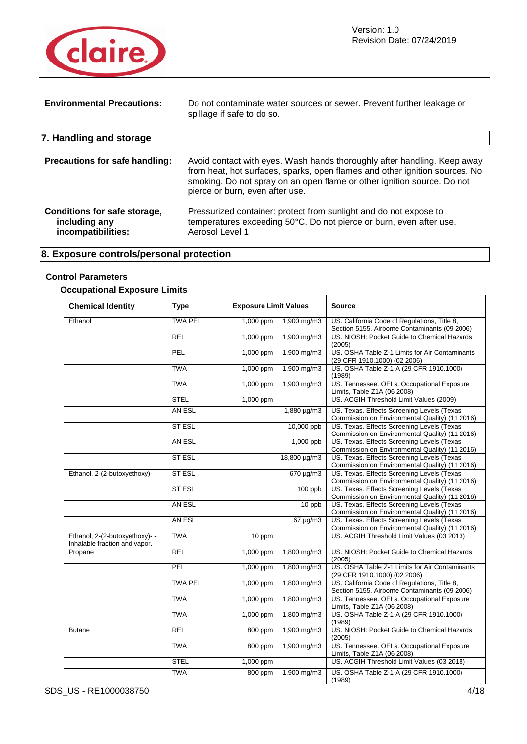| | |
|---|---|
| **Environmental Precautions:** | Do not contaminate water sources or sewer. Prevent further leakage or spillage if safe to do so. |

## 7. Handling and storage

| | |
|---|---|
| **Precautions for safe handling:** | Avoid contact with eyes. Wash hands thoroughly after handling. Keep away from heat, hot surfaces, sparks, open flames and other ignition sources. No smoking. Do not spray on an open flame or other ignition source. Do not pierce or burn, even after use. |
| **Conditions for safe storage, including any incompatibilities:** | Pressurized container: protect from sunlight and do not expose to temperatures exceeding 50°C. Do not pierce or burn, even after use. Aerosol Level 1 |

## 8. Exposure controls/personal protection

### Control Parameters

#### Occupational Exposure Limits

| Chemical Identity | Type | Exposure Limit Values | | Source |
|---|---|---|---|---|
| Ethanol | TWA PEL | 1,000 ppm | 1,900 mg/m3 | US. California Code of Regulations, Title 8, Section 5155. Airborne Contaminants (09 2006) |
| | REL | 1,000 ppm | 1,900 mg/m3 | US. NIOSH: Pocket Guide to Chemical Hazards (2005) |
| | PEL | 1,000 ppm | 1,900 mg/m3 | US. OSHA Table Z-1 Limits for Air Contaminants (29 CFR 1910.1000) (02 2006) |
| | TWA | 1,000 ppm | 1,900 mg/m3 | US. OSHA Table Z-1-A (29 CFR 1910.1000) (1989) |
| | TWA | 1,000 ppm | 1,900 mg/m3 | US. Tennessee. OELs. Occupational Exposure Limits, Table Z1A (06 2008) |
| | STEL | 1,000 ppm | | US. ACGIH Threshold Limit Values (2009) |
| | AN ESL | | 1,880 µg/m3 | US. Texas. Effects Screening Levels (Texas Commission on Environmental Quality) (11 2016) |
| | ST ESL | | 10,000 ppb | US. Texas. Effects Screening Levels (Texas Commission on Environmental Quality) (11 2016) |
| | AN ESL | | 1,000 ppb | US. Texas. Effects Screening Levels (Texas Commission on Environmental Quality) (11 2016) |
| | ST ESL | | 18,800 µg/m3 | US. Texas. Effects Screening Levels (Texas Commission on Environmental Quality) (11 2016) |
| Ethanol, 2-(2-butoxyethoxy)- | ST ESL | | 670 µg/m3 | US. Texas. Effects Screening Levels (Texas Commission on Environmental Quality) (11 2016) |
| | ST ESL | | 100 ppb | US. Texas. Effects Screening Levels (Texas Commission on Environmental Quality) (11 2016) |
| | AN ESL | | 10 ppb | US. Texas. Effects Screening Levels (Texas Commission on Environmental Quality) (11 2016) |
| | AN ESL | | 67 µg/m3 | US. Texas. Effects Screening Levels (Texas Commission on Environmental Quality) (11 2016) |
| Ethanol, 2-(2-butoxyethoxy)- - Inhalable fraction and vapor. | TWA | 10 ppm | | US. ACGIH Threshold Limit Values (03 2013) |
| Propane | REL | 1,000 ppm | 1,800 mg/m3 | US. NIOSH: Pocket Guide to Chemical Hazards (2005) |
| | PEL | 1,000 ppm | 1,800 mg/m3 | US. OSHA Table Z-1 Limits for Air Contaminants (29 CFR 1910.1000) (02 2006) |
| | TWA PEL | 1,000 ppm | 1,800 mg/m3 | US. California Code of Regulations, Title 8, Section 5155. Airborne Contaminants (09 2006) |
| | TWA | 1,000 ppm | 1,800 mg/m3 | US. Tennessee. OELs. Occupational Exposure Limits, Table Z1A (06 2008) |
| | TWA | 1,000 ppm | 1,800 mg/m3 | US. OSHA Table Z-1-A (29 CFR 1910.1000) (1989) |
| Butane | REL | 800 ppm | 1,900 mg/m3 | US. NIOSH: Pocket Guide to Chemical Hazards (2005) |
| | TWA | 800 ppm | 1,900 mg/m3 | US. Tennessee. OELs. Occupational Exposure Limits, Table Z1A (06 2008) |
| | STEL | 1,000 ppm | | US. ACGIH Threshold Limit Values (03 2018) |
| | TWA | 800 ppm | 1,900 mg/m3 | US. OSHA Table Z-1-A (29 CFR 1910.1000) (1989) |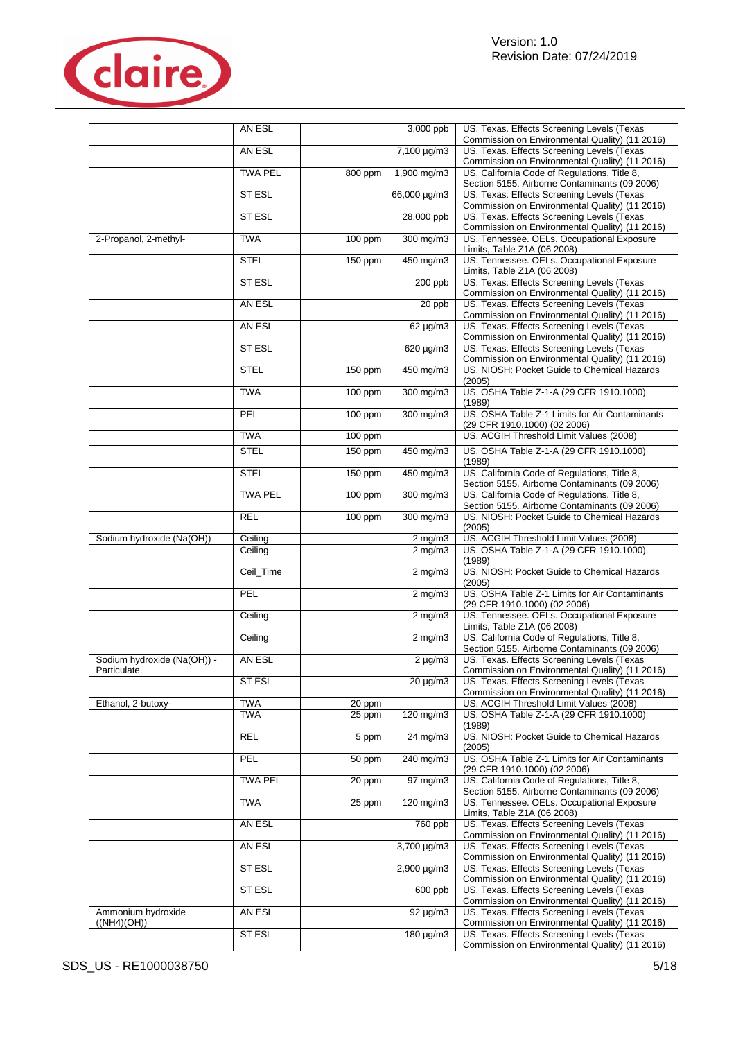| | | | | |
|---|---|---|---|---|
| | AN ESL | | 3,000 ppb | US. Texas. Effects Screening Levels (Texas Commission on Environmental Quality) (11 2016) |
| | AN ESL | | 7,100 µg/m3 | US. Texas. Effects Screening Levels (Texas Commission on Environmental Quality) (11 2016) |
| | TWA PEL | 800 ppm | 1,900 mg/m3 | US. California Code of Regulations, Title 8, Section 5155. Airborne Contaminants (09 2006) |
| | ST ESL | | 66,000 µg/m3 | US. Texas. Effects Screening Levels (Texas Commission on Environmental Quality) (11 2016) |
| | ST ESL | | 28,000 ppb | US. Texas. Effects Screening Levels (Texas Commission on Environmental Quality) (11 2016) |
| 2-Propanol, 2-methyl- | TWA | 100 ppm | 300 mg/m3 | US. Tennessee. OELs. Occupational Exposure Limits, Table Z1A (06 2008) |
| | STEL | 150 ppm | 450 mg/m3 | US. Tennessee. OELs. Occupational Exposure Limits, Table Z1A (06 2008) |
| | ST ESL | | 200 ppb | US. Texas. Effects Screening Levels (Texas Commission on Environmental Quality) (11 2016) |
| | AN ESL | | 20 ppb | US. Texas. Effects Screening Levels (Texas Commission on Environmental Quality) (11 2016) |
| | AN ESL | | 62 µg/m3 | US. Texas. Effects Screening Levels (Texas Commission on Environmental Quality) (11 2016) |
| | ST ESL | | 620 µg/m3 | US. Texas. Effects Screening Levels (Texas Commission on Environmental Quality) (11 2016) |
| | STEL | 150 ppm | 450 mg/m3 | US. NIOSH: Pocket Guide to Chemical Hazards (2005) |
| | TWA | 100 ppm | 300 mg/m3 | US. OSHA Table Z-1-A (29 CFR 1910.1000) (1989) |
| | PEL | 100 ppm | 300 mg/m3 | US. OSHA Table Z-1 Limits for Air Contaminants (29 CFR 1910.1000) (02 2006) |
| | TWA | 100 ppm | | US. ACGIH Threshold Limit Values (2008) |
| | STEL | 150 ppm | 450 mg/m3 | US. OSHA Table Z-1-A (29 CFR 1910.1000) (1989) |
| | STEL | 150 ppm | 450 mg/m3 | US. California Code of Regulations, Title 8, Section 5155. Airborne Contaminants (09 2006) |
| | TWA PEL | 100 ppm | 300 mg/m3 | US. California Code of Regulations, Title 8, Section 5155. Airborne Contaminants (09 2006) |
| | REL | 100 ppm | 300 mg/m3 | US. NIOSH: Pocket Guide to Chemical Hazards (2005) |
| Sodium hydroxide (Na(OH)) | Ceiling | | 2 mg/m3 | US. ACGIH Threshold Limit Values (2008) |
| | Ceiling | | 2 mg/m3 | US. OSHA Table Z-1-A (29 CFR 1910.1000) (1989) |
| | Ceil_Time | | 2 mg/m3 | US. NIOSH: Pocket Guide to Chemical Hazards (2005) |
| | PEL | | 2 mg/m3 | US. OSHA Table Z-1 Limits for Air Contaminants (29 CFR 1910.1000) (02 2006) |
| | Ceiling | | 2 mg/m3 | US. Tennessee. OELs. Occupational Exposure Limits, Table Z1A (06 2008) |
| | Ceiling | | 2 mg/m3 | US. California Code of Regulations, Title 8, Section 5155. Airborne Contaminants (09 2006) |
| Sodium hydroxide (Na(OH)) - Particulate. | AN ESL | | 2 µg/m3 | US. Texas. Effects Screening Levels (Texas Commission on Environmental Quality) (11 2016) |
| | ST ESL | | 20 µg/m3 | US. Texas. Effects Screening Levels (Texas Commission on Environmental Quality) (11 2016) |
| Ethanol, 2-butoxy- | TWA | 20 ppm | | US. ACGIH Threshold Limit Values (2008) |
| | TWA | 25 ppm | 120 mg/m3 | US. OSHA Table Z-1-A (29 CFR 1910.1000) (1989) |
| | REL | 5 ppm | 24 mg/m3 | US. NIOSH: Pocket Guide to Chemical Hazards (2005) |
| | PEL | 50 ppm | 240 mg/m3 | US. OSHA Table Z-1 Limits for Air Contaminants (29 CFR 1910.1000) (02 2006) |
| | TWA PEL | 20 ppm | 97 mg/m3 | US. California Code of Regulations, Title 8, Section 5155. Airborne Contaminants (09 2006) |
| | TWA | 25 ppm | 120 mg/m3 | US. Tennessee. OELs. Occupational Exposure Limits, Table Z1A (06 2008) |
| | AN ESL | | 760 ppb | US. Texas. Effects Screening Levels (Texas Commission on Environmental Quality) (11 2016) |
| | AN ESL | | 3,700 µg/m3 | US. Texas. Effects Screening Levels (Texas Commission on Environmental Quality) (11 2016) |
| | ST ESL | | 2,900 µg/m3 | US. Texas. Effects Screening Levels (Texas Commission on Environmental Quality) (11 2016) |
| | ST ESL | | 600 ppb | US. Texas. Effects Screening Levels (Texas Commission on Environmental Quality) (11 2016) |
| Ammonium hydroxide ((NH4)(OH)) | AN ESL | | 92 µg/m3 | US. Texas. Effects Screening Levels (Texas Commission on Environmental Quality) (11 2016) |
| | ST ESL | | 180 µg/m3 | US. Texas. Effects Screening Levels (Texas Commission on Environmental Quality) (11 2016) |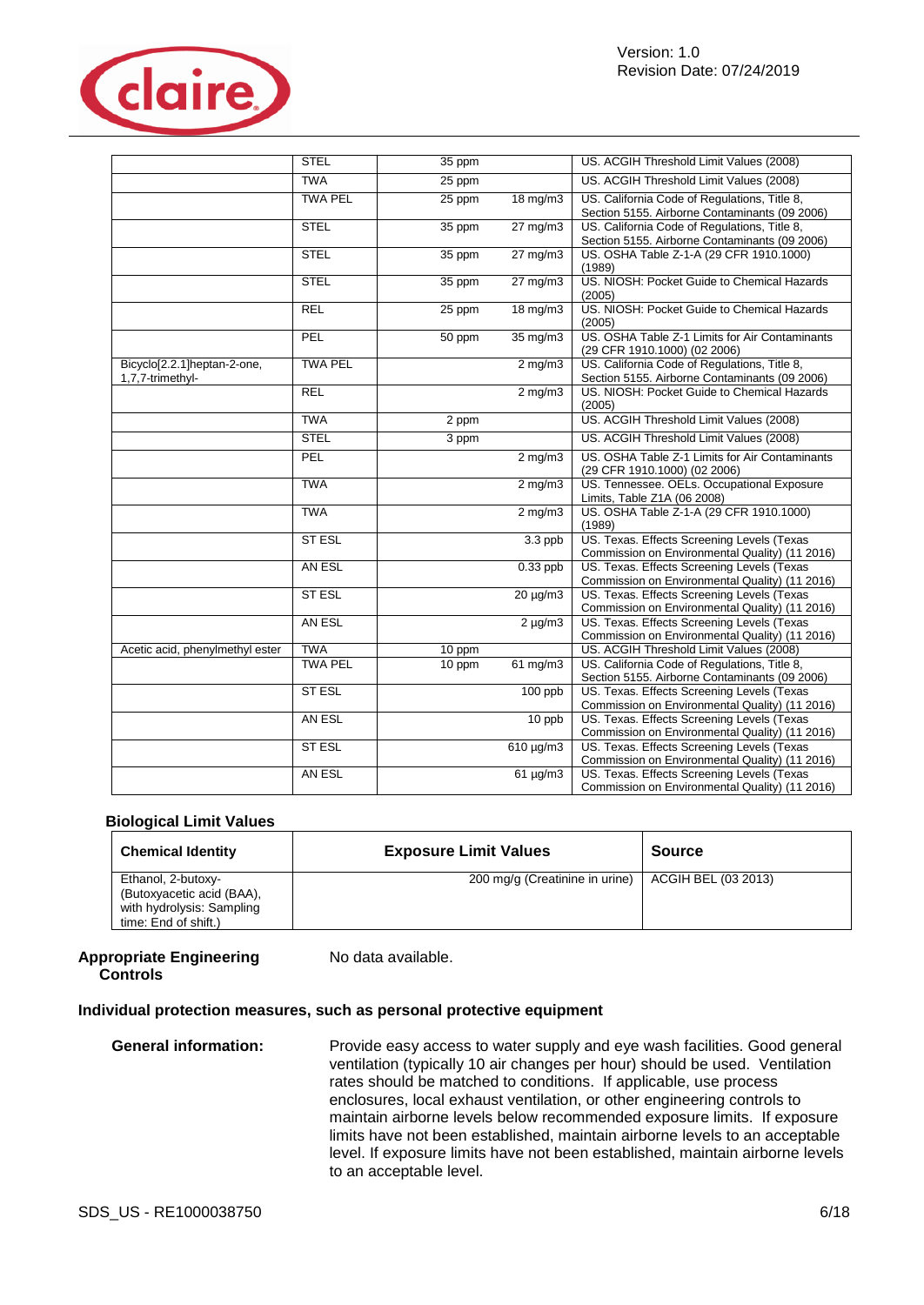| | STEL | 35 ppm | | US. ACGIH Threshold Limit Values (2008) |
|---|---|---|---|---|
| | TWA | 25 ppm | | US. ACGIH Threshold Limit Values (2008) |
| | TWA PEL | 25 ppm | 18 mg/m3 | US. California Code of Regulations, Title 8, Section 5155. Airborne Contaminants (09 2006) |
| | STEL | 35 ppm | 27 mg/m3 | US. California Code of Regulations, Title 8, Section 5155. Airborne Contaminants (09 2006) |
| | STEL | 35 ppm | 27 mg/m3 | US. OSHA Table Z-1-A (29 CFR 1910.1000) (1989) |
| | STEL | 35 ppm | 27 mg/m3 | US. NIOSH: Pocket Guide to Chemical Hazards (2005) |
| | REL | 25 ppm | 18 mg/m3 | US. NIOSH: Pocket Guide to Chemical Hazards (2005) |
| | PEL | 50 ppm | 35 mg/m3 | US. OSHA Table Z-1 Limits for Air Contaminants (29 CFR 1910.1000) (02 2006) |
| Bicyclo[2.2.1]heptan-2-one, 1,7,7-trimethyl- | TWA PEL | | 2 mg/m3 | US. California Code of Regulations, Title 8, Section 5155. Airborne Contaminants (09 2006) |
| | REL | | 2 mg/m3 | US. NIOSH: Pocket Guide to Chemical Hazards (2005) |
| | TWA | 2 ppm | | US. ACGIH Threshold Limit Values (2008) |
| | STEL | 3 ppm | | US. ACGIH Threshold Limit Values (2008) |
| | PEL | | 2 mg/m3 | US. OSHA Table Z-1 Limits for Air Contaminants (29 CFR 1910.1000) (02 2006) |
| | TWA | | 2 mg/m3 | US. Tennessee. OELs. Occupational Exposure Limits, Table Z1A (06 2008) |
| | TWA | | 2 mg/m3 | US. OSHA Table Z-1-A (29 CFR 1910.1000) (1989) |
| | ST ESL | | 3.3 ppb | US. Texas. Effects Screening Levels (Texas Commission on Environmental Quality) (11 2016) |
| | AN ESL | | 0.33 ppb | US. Texas. Effects Screening Levels (Texas Commission on Environmental Quality) (11 2016) |
| | ST ESL | | 20 µg/m3 | US. Texas. Effects Screening Levels (Texas Commission on Environmental Quality) (11 2016) |
| | AN ESL | | 2 µg/m3 | US. Texas. Effects Screening Levels (Texas Commission on Environmental Quality) (11 2016) |
| Acetic acid, phenylmethyl ester | TWA | 10 ppm | | US. ACGIH Threshold Limit Values (2008) |
| | TWA PEL | 10 ppm | 61 mg/m3 | US. California Code of Regulations, Title 8, Section 5155. Airborne Contaminants (09 2006) |
| | ST ESL | | 100 ppb | US. Texas. Effects Screening Levels (Texas Commission on Environmental Quality) (11 2016) |
| | AN ESL | | 10 ppb | US. Texas. Effects Screening Levels (Texas Commission on Environmental Quality) (11 2016) |
| | ST ESL | | 610 µg/m3 | US. Texas. Effects Screening Levels (Texas Commission on Environmental Quality) (11 2016) |
| | AN ESL | | 61 µg/m3 | US. Texas. Effects Screening Levels (Texas Commission on Environmental Quality) (11 2016) |

### Biological Limit Values

| Chemical Identity | Exposure Limit Values | Source |
|---|---|---|
| Ethanol, 2-butoxy- (Butoxyacetic acid (BAA), with hydrolysis: Sampling time: End of shift.) | 200 mg/g (Creatinine in urine) | ACGIH BEL (03 2013) |

**Appropriate Engineering Controls** No data available.

### Individual protection measures, such as personal protective equipment

**General information:** Provide easy access to water supply and eye wash facilities. Good general ventilation (typically 10 air changes per hour) should be used. Ventilation rates should be matched to conditions. If applicable, use process enclosures, local exhaust ventilation, or other engineering controls to maintain airborne levels below recommended exposure limits. If exposure limits have not been established, maintain airborne levels to an acceptable level. If exposure limits have not been established, maintain airborne levels to an acceptable level.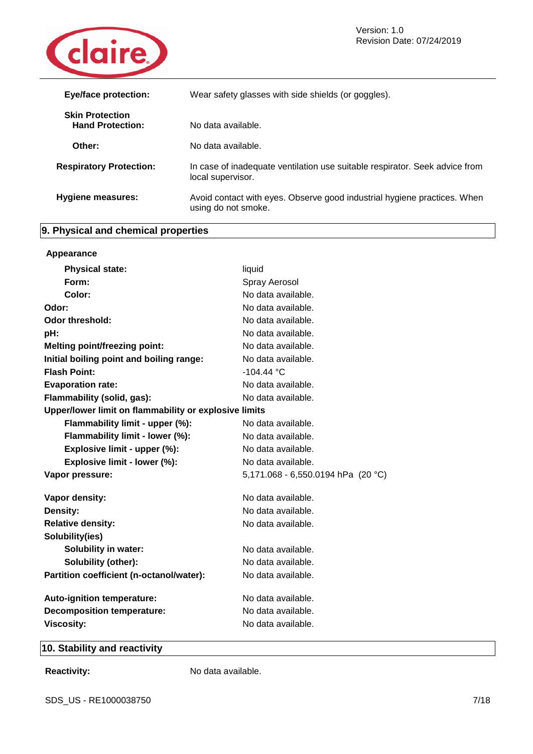| | |
|---|---|
| **Eye/face protection:** | Wear safety glasses with side shields (or goggles). |
| **Skin Protection** **Hand Protection:** | No data available. |
| **Other:** | No data available. |
| **Respiratory Protection:** | In case of inadequate ventilation use suitable respirator. Seek advice from local supervisor. |
| **Hygiene measures:** | Avoid contact with eyes. Observe good industrial hygiene practices. When using do not smoke. |

## 9. Physical and chemical properties

**Appearance**

| | |
|---|---|
| **Physical state:** | liquid |
| **Form:** | Spray Aerosol |
| **Color:** | No data available. |
| **Odor:** | No data available. |
| **Odor threshold:** | No data available. |
| **pH:** | No data available. |
| **Melting point/freezing point:** | No data available. |
| **Initial boiling point and boiling range:** | No data available. |
| **Flash Point:** | -104.44 °C |
| **Evaporation rate:** | No data available. |
| **Flammability (solid, gas):** | No data available. |
| **Upper/lower limit on flammability or explosive limits** | |
| **Flammability limit - upper (%):** | No data available. |
| **Flammability limit - lower (%):** | No data available. |
| **Explosive limit - upper (%):** | No data available. |
| **Explosive limit - lower (%):** | No data available. |
| **Vapor pressure:** | 5,171.068 - 6,550.0194 hPa (20 °C) |
| **Vapor density:** | No data available. |
| **Density:** | No data available. |
| **Relative density:** | No data available. |
| **Solubility(ies)** | |
| **Solubility in water:** | No data available. |
| **Solubility (other):** | No data available. |
| **Partition coefficient (n-octanol/water):** | No data available. |
| **Auto-ignition temperature:** | No data available. |
| **Decomposition temperature:** | No data available. |
| **Viscosity:** | No data available. |

## 10. Stability and reactivity

| | |
|---|---|
| **Reactivity:** | No data available. |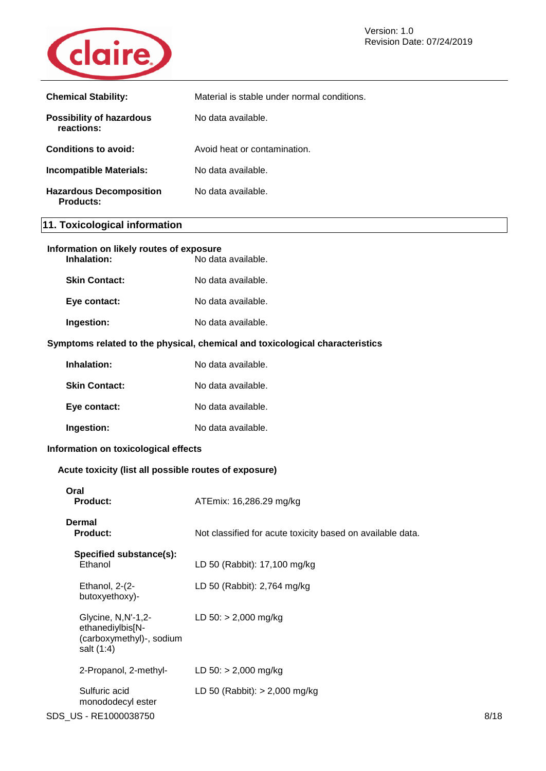| | |
|---|---|
| **Chemical Stability:** | Material is stable under normal conditions. |
| **Possibility of hazardous reactions:** | No data available. |
| **Conditions to avoid:** | Avoid heat or contamination. |
| **Incompatible Materials:** | No data available. |
| **Hazardous Decomposition Products:** | No data available. |

## 11. Toxicological information

**Information on likely routes of exposure**

| | |
|---|---|
| **Inhalation:** | No data available. |
| **Skin Contact:** | No data available. |
| **Eye contact:** | No data available. |
| **Ingestion:** | No data available. |

**Symptoms related to the physical, chemical and toxicological characteristics**

| | |
|---|---|
| **Inhalation:** | No data available. |
| **Skin Contact:** | No data available. |
| **Eye contact:** | No data available. |
| **Ingestion:** | No data available. |

**Information on toxicological effects**

**Acute toxicity (list all possible routes of exposure)**

**Oral**

| | |
|---|---|
| **Product:** | ATEmix: 16,286.29 mg/kg |

**Dermal**

| | |
|---|---|
| **Product:** | Not classified for acute toxicity based on available data. |

**Specified substance(s):**

| | |
|---|---|
| Ethanol | LD 50 (Rabbit): 17,100 mg/kg |
| Ethanol, 2-(2-butoxyethoxy)- | LD 50 (Rabbit): 2,764 mg/kg |
| Glycine, N,N'-1,2-ethanediylbis[N-(carboxymethyl)-, sodium salt (1:4) | LD 50: > 2,000 mg/kg |
| 2-Propanol, 2-methyl- | LD 50: > 2,000 mg/kg |
| Sulfuric acid monododecyl ester | LD 50 (Rabbit): > 2,000 mg/kg |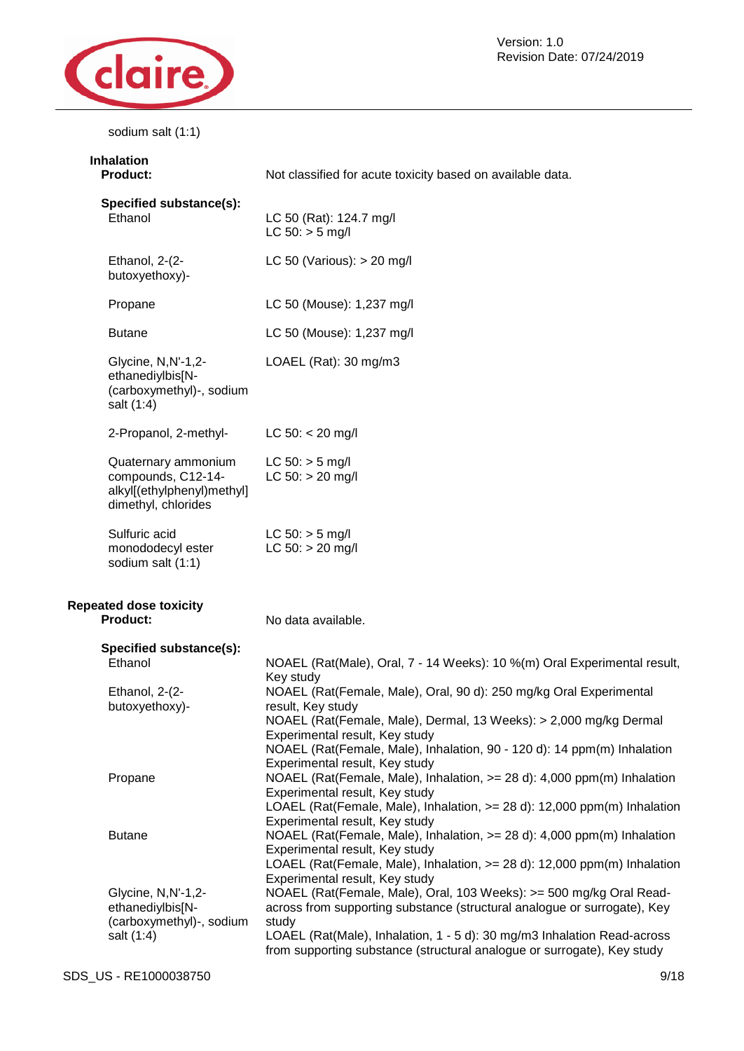sodium salt (1:1)

**Inhalation**

**Product:** Not classified for acute toxicity based on available data.

**Specified substance(s):**

| Substance | Value |
|---|---|
| Ethanol | LC 50 (Rat): 124.7 mg/l<br>LC 50: > 5 mg/l |
| Ethanol, 2-(2-butoxyethoxy)- | LC 50 (Various): > 20 mg/l |
| Propane | LC 50 (Mouse): 1,237 mg/l |
| Butane | LC 50 (Mouse): 1,237 mg/l |
| Glycine, N,N'-1,2-ethanediylbis[N-(carboxymethyl)-, sodium salt (1:4) | LOAEL (Rat): 30 mg/m3 |
| 2-Propanol, 2-methyl- | LC 50: < 20 mg/l |
| Quaternary ammonium compounds, C12-14-alkyl[(ethylphenyl)methyl] dimethyl, chlorides | LC 50: > 5 mg/l<br>LC 50: > 20 mg/l |
| Sulfuric acid monododecyl ester sodium salt (1:1) | LC 50: > 5 mg/l<br>LC 50: > 20 mg/l |

**Repeated dose toxicity**

**Product:** No data available.

**Specified substance(s):**

| Substance | Value |
|---|---|
| Ethanol | NOAEL (Rat(Male), Oral, 7 - 14 Weeks): 10 %(m) Oral Experimental result, Key study |
| Ethanol, 2-(2-butoxyethoxy)- | NOAEL (Rat(Female, Male), Oral, 90 d): 250 mg/kg Oral Experimental result, Key study<br>NOAEL (Rat(Female, Male), Dermal, 13 Weeks): > 2,000 mg/kg Dermal Experimental result, Key study<br>NOAEL (Rat(Female, Male), Inhalation, 90 - 120 d): 14 ppm(m) Inhalation Experimental result, Key study |
| Propane | NOAEL (Rat(Female, Male), Inhalation, >= 28 d): 4,000 ppm(m) Inhalation Experimental result, Key study<br>LOAEL (Rat(Female, Male), Inhalation, >= 28 d): 12,000 ppm(m) Inhalation Experimental result, Key study |
| Butane | NOAEL (Rat(Female, Male), Inhalation, >= 28 d): 4,000 ppm(m) Inhalation Experimental result, Key study<br>LOAEL (Rat(Female, Male), Inhalation, >= 28 d): 12,000 ppm(m) Inhalation Experimental result, Key study |
| Glycine, N,N'-1,2-ethanediylbis[N-(carboxymethyl)-, sodium salt (1:4) | NOAEL (Rat(Female, Male), Oral, 103 Weeks): >= 500 mg/kg Oral Read-across from supporting substance (structural analogue or surrogate), Key study<br>LOAEL (Rat(Male), Inhalation, 1 - 5 d): 30 mg/m3 Inhalation Read-across from supporting substance (structural analogue or surrogate), Key study |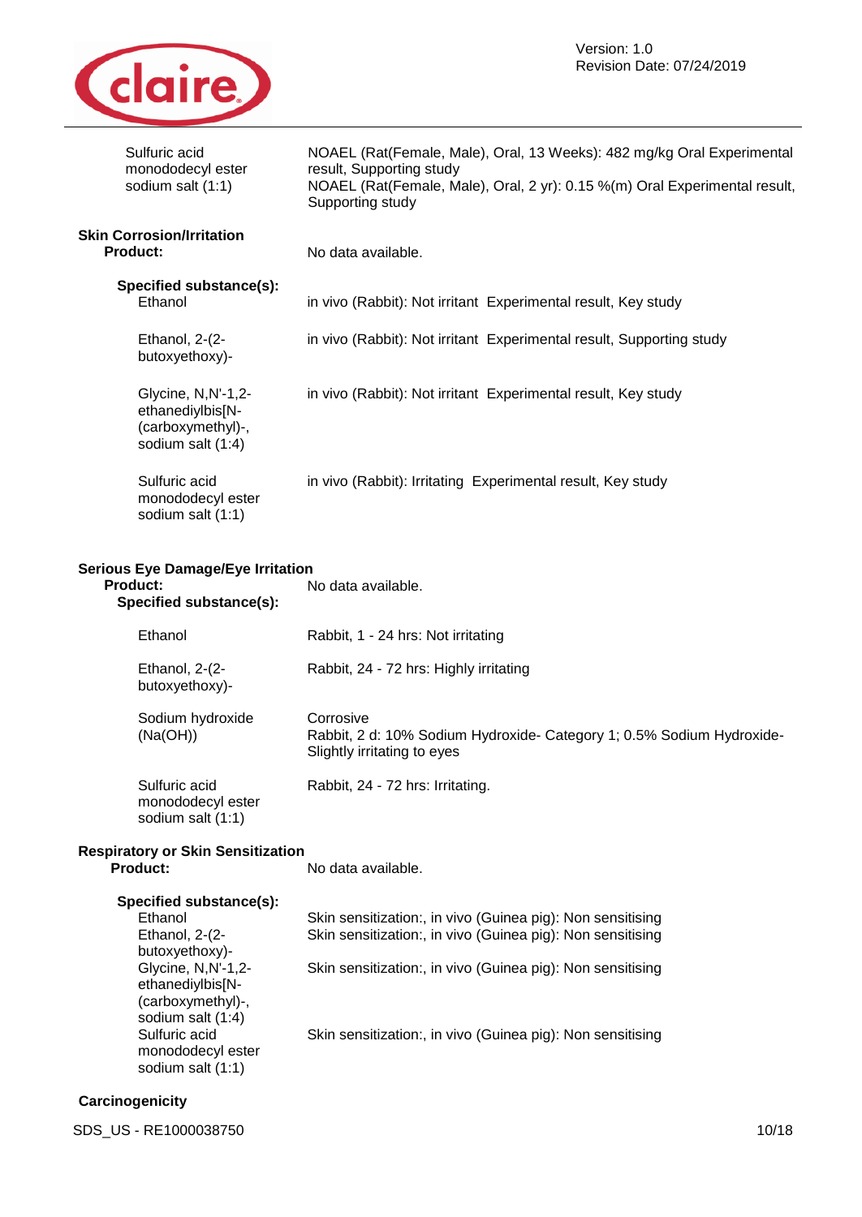| | |
|---|---|
| Sulfuric acid monododecyl ester sodium salt (1:1) | NOAEL (Rat(Female, Male), Oral, 13 Weeks): 482 mg/kg Oral Experimental result, Supporting study<br>NOAEL (Rat(Female, Male), Oral, 2 yr): 0.15 %(m) Oral Experimental result, Supporting study |

**Skin Corrosion/Irritation**

**Product:** No data available.

**Specified substance(s):**

| | |
|---|---|
| Ethanol | in vivo (Rabbit): Not irritant Experimental result, Key study |
| Ethanol, 2-(2-butoxyethoxy)- | in vivo (Rabbit): Not irritant Experimental result, Supporting study |
| Glycine, N,N'-1,2-ethanediylbis[N-(carboxymethyl)-, sodium salt (1:4) | in vivo (Rabbit): Not irritant Experimental result, Key study |
| Sulfuric acid monododecyl ester sodium salt (1:1) | in vivo (Rabbit): Irritating Experimental result, Key study |

**Serious Eye Damage/Eye Irritation**

**Product:** No data available.

**Specified substance(s):**

| | |
|---|---|
| Ethanol | Rabbit, 1 - 24 hrs: Not irritating |
| Ethanol, 2-(2-butoxyethoxy)- | Rabbit, 24 - 72 hrs: Highly irritating |
| Sodium hydroxide (Na(OH)) | Corrosive<br>Rabbit, 2 d: 10% Sodium Hydroxide- Category 1; 0.5% Sodium Hydroxide- Slightly irritating to eyes |
| Sulfuric acid monododecyl ester sodium salt (1:1) | Rabbit, 24 - 72 hrs: Irritating. |

**Respiratory or Skin Sensitization**

**Product:** No data available.

**Specified substance(s):**

| | |
|---|---|
| Ethanol | Skin sensitization:, in vivo (Guinea pig): Non sensitising |
| Ethanol, 2-(2-butoxyethoxy)- | Skin sensitization:, in vivo (Guinea pig): Non sensitising |
| Glycine, N,N'-1,2-ethanediylbis[N-(carboxymethyl)-, sodium salt (1:4) | Skin sensitization:, in vivo (Guinea pig): Non sensitising |
| Sulfuric acid monododecyl ester sodium salt (1:1) | Skin sensitization:, in vivo (Guinea pig): Non sensitising |

**Carcinogenicity**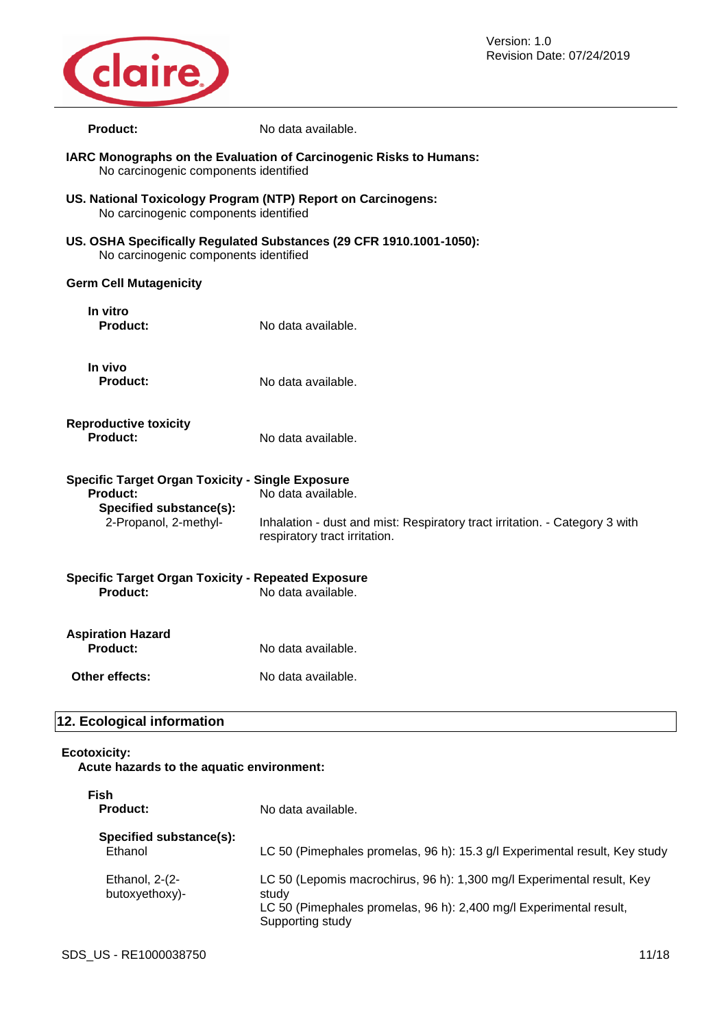**Product:** No data available.

**IARC Monographs on the Evaluation of Carcinogenic Risks to Humans:**
No carcinogenic components identified

**US. National Toxicology Program (NTP) Report on Carcinogens:**
No carcinogenic components identified

**US. OSHA Specifically Regulated Substances (29 CFR 1910.1001-1050):**
No carcinogenic components identified

**Germ Cell Mutagenicity**

**In vitro**
**Product:** No data available.

**In vivo**
**Product:** No data available.

**Reproductive toxicity**
**Product:** No data available.

**Specific Target Organ Toxicity - Single Exposure**
**Product:** No data available.
**Specified substance(s):**
2-Propanol, 2-methyl-: Inhalation - dust and mist: Respiratory tract irritation. - Category 3 with respiratory tract irritation.

**Specific Target Organ Toxicity - Repeated Exposure**
**Product:** No data available.

**Aspiration Hazard**
**Product:** No data available.

**Other effects:** No data available.

## 12. Ecological information

**Ecotoxicity:**
**Acute hazards to the aquatic environment:**

**Fish**
**Product:** No data available.

**Specified substance(s):**

Ethanol: LC 50 (Pimephales promelas, 96 h): 15.3 g/l Experimental result, Key study

Ethanol, 2-(2-butoxyethoxy)-: LC 50 (Lepomis macrochirus, 96 h): 1,300 mg/l Experimental result, Key study
LC 50 (Pimephales promelas, 96 h): 2,400 mg/l Experimental result, Supporting study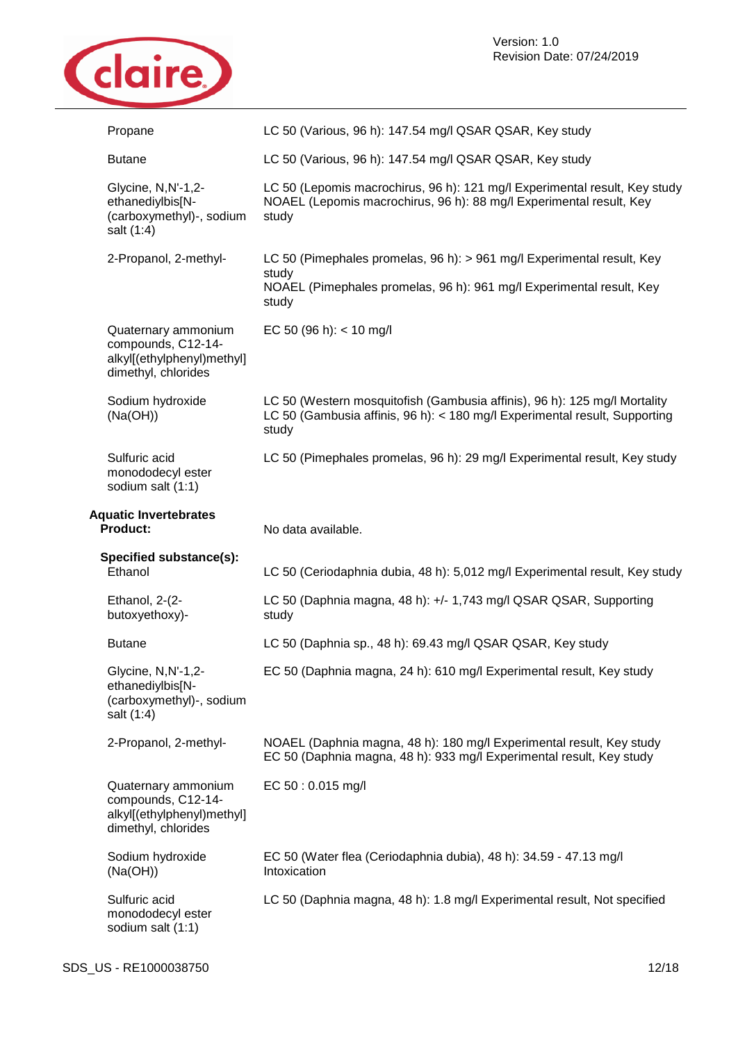| | |
|---|---|
| Propane | LC 50 (Various, 96 h): 147.54 mg/l QSAR QSAR, Key study |
| Butane | LC 50 (Various, 96 h): 147.54 mg/l QSAR QSAR, Key study |
| Glycine, N,N'-1,2-ethanediylbis[N-(carboxymethyl)-, sodium salt (1:4) | LC 50 (Lepomis macrochirus, 96 h): 121 mg/l Experimental result, Key study<br>NOAEL (Lepomis macrochirus, 96 h): 88 mg/l Experimental result, Key study |
| 2-Propanol, 2-methyl- | LC 50 (Pimephales promelas, 96 h): > 961 mg/l Experimental result, Key study<br>NOAEL (Pimephales promelas, 96 h): 961 mg/l Experimental result, Key study |
| Quaternary ammonium compounds, C12-14-alkyl[(ethylphenyl)methyl] dimethyl, chlorides | EC 50 (96 h): < 10 mg/l |
| Sodium hydroxide (Na(OH)) | LC 50 (Western mosquitofish (Gambusia affinis), 96 h): 125 mg/l Mortality<br>LC 50 (Gambusia affinis, 96 h): < 180 mg/l Experimental result, Supporting study |
| Sulfuric acid monododecyl ester sodium salt (1:1) | LC 50 (Pimephales promelas, 96 h): 29 mg/l Experimental result, Key study |

**Aquatic Invertebrates**

| | |
|---|---|
| **Product:** | No data available. |

**Specified substance(s):**

| | |
|---|---|
| Ethanol | LC 50 (Ceriodaphnia dubia, 48 h): 5,012 mg/l Experimental result, Key study |
| Ethanol, 2-(2-butoxyethoxy)- | LC 50 (Daphnia magna, 48 h): +/- 1,743 mg/l QSAR QSAR, Supporting study |
| Butane | LC 50 (Daphnia sp., 48 h): 69.43 mg/l QSAR QSAR, Key study |
| Glycine, N,N'-1,2-ethanediylbis[N-(carboxymethyl)-, sodium salt (1:4) | EC 50 (Daphnia magna, 24 h): 610 mg/l Experimental result, Key study |
| 2-Propanol, 2-methyl- | NOAEL (Daphnia magna, 48 h): 180 mg/l Experimental result, Key study<br>EC 50 (Daphnia magna, 48 h): 933 mg/l Experimental result, Key study |
| Quaternary ammonium compounds, C12-14-alkyl[(ethylphenyl)methyl] dimethyl, chlorides | EC 50 : 0.015 mg/l |
| Sodium hydroxide (Na(OH)) | EC 50 (Water flea (Ceriodaphnia dubia), 48 h): 34.59 - 47.13 mg/l Intoxication |
| Sulfuric acid monododecyl ester sodium salt (1:1) | LC 50 (Daphnia magna, 48 h): 1.8 mg/l Experimental result, Not specified |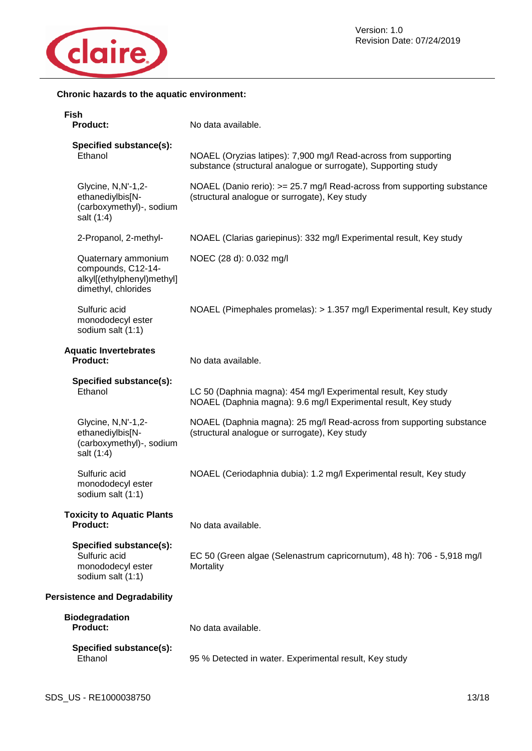**Chronic hazards to the aquatic environment:**

**Fish**

| | |
|---|---|
| **Product:** | No data available. |
| **Specified substance(s):** | |
| Ethanol | NOAEL (Oryzias latipes): 7,900 mg/l Read-across from supporting substance (structural analogue or surrogate), Supporting study |
| Glycine, N,N'-1,2-ethanediylbis[N-(carboxymethyl)-, sodium salt (1:4) | NOAEL (Danio rerio): >= 25.7 mg/l Read-across from supporting substance (structural analogue or surrogate), Key study |
| 2-Propanol, 2-methyl- | NOAEL (Clarias gariepinus): 332 mg/l Experimental result, Key study |
| Quaternary ammonium compounds, C12-14-alkyl[(ethylphenyl)methyl] dimethyl, chlorides | NOEC (28 d): 0.032 mg/l |
| Sulfuric acid monododecyl ester sodium salt (1:1) | NOAEL (Pimephales promelas): > 1.357 mg/l Experimental result, Key study |

**Aquatic Invertebrates**

| | |
|---|---|
| **Product:** | No data available. |
| **Specified substance(s):** | |
| Ethanol | LC 50 (Daphnia magna): 454 mg/l Experimental result, Key study<br>NOAEL (Daphnia magna): 9.6 mg/l Experimental result, Key study |
| Glycine, N,N'-1,2-ethanediylbis[N-(carboxymethyl)-, sodium salt (1:4) | NOAEL (Daphnia magna): 25 mg/l Read-across from supporting substance (structural analogue or surrogate), Key study |
| Sulfuric acid monododecyl ester sodium salt (1:1) | NOAEL (Ceriodaphnia dubia): 1.2 mg/l Experimental result, Key study |

**Toxicity to Aquatic Plants**

| | |
|---|---|
| **Product:** | No data available. |
| **Specified substance(s):** | |
| Sulfuric acid monododecyl ester sodium salt (1:1) | EC 50 (Green algae (Selenastrum capricornutum), 48 h): 706 - 5,918 mg/l Mortality |

**Persistence and Degradability**

**Biodegradation**

| | |
|---|---|
| **Product:** | No data available. |
| **Specified substance(s):** | |
| Ethanol | 95 % Detected in water. Experimental result, Key study |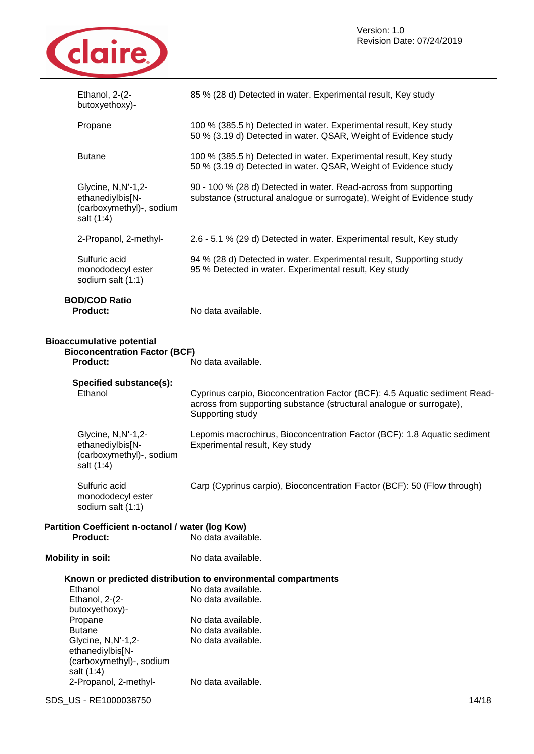| | |
|---|---|
| Ethanol, 2-(2-butoxyethoxy)- | 85 % (28 d) Detected in water. Experimental result, Key study |
| Propane | 100 % (385.5 h) Detected in water. Experimental result, Key study<br>50 % (3.19 d) Detected in water. QSAR, Weight of Evidence study |
| Butane | 100 % (385.5 h) Detected in water. Experimental result, Key study<br>50 % (3.19 d) Detected in water. QSAR, Weight of Evidence study |
| Glycine, N,N'-1,2-ethanediylbis[N-(carboxymethyl)-, sodium salt (1:4) | 90 - 100 % (28 d) Detected in water. Read-across from supporting substance (structural analogue or surrogate), Weight of Evidence study |
| 2-Propanol, 2-methyl- | 2.6 - 5.1 % (29 d) Detected in water. Experimental result, Key study |
| Sulfuric acid monododecyl ester sodium salt (1:1) | 94 % (28 d) Detected in water. Experimental result, Supporting study<br>95 % Detected in water. Experimental result, Key study |

**BOD/COD Ratio**

**Product:** No data available.

**Bioaccumulative potential**

**Bioconcentration Factor (BCF)**

**Product:** No data available.

**Specified substance(s):**

| | |
|---|---|
| Ethanol | Cyprinus carpio, Bioconcentration Factor (BCF): 4.5 Aquatic sediment Read-across from supporting substance (structural analogue or surrogate), Supporting study |
| Glycine, N,N'-1,2-ethanediylbis[N-(carboxymethyl)-, sodium salt (1:4) | Lepomis macrochirus, Bioconcentration Factor (BCF): 1.8 Aquatic sediment Experimental result, Key study |
| Sulfuric acid monododecyl ester sodium salt (1:1) | Carp (Cyprinus carpio), Bioconcentration Factor (BCF): 50 (Flow through) |

**Partition Coefficient n-octanol / water (log Kow)**

**Product:** No data available.

**Mobility in soil:** No data available.

**Known or predicted distribution to environmental compartments**

| | |
|---|---|
| Ethanol | No data available. |
| Ethanol, 2-(2-butoxyethoxy)- | No data available. |
| Propane | No data available. |
| Butane | No data available. |
| Glycine, N,N'-1,2-ethanediylbis[N-(carboxymethyl)-, sodium salt (1:4) | No data available. |
| 2-Propanol, 2-methyl- | No data available. |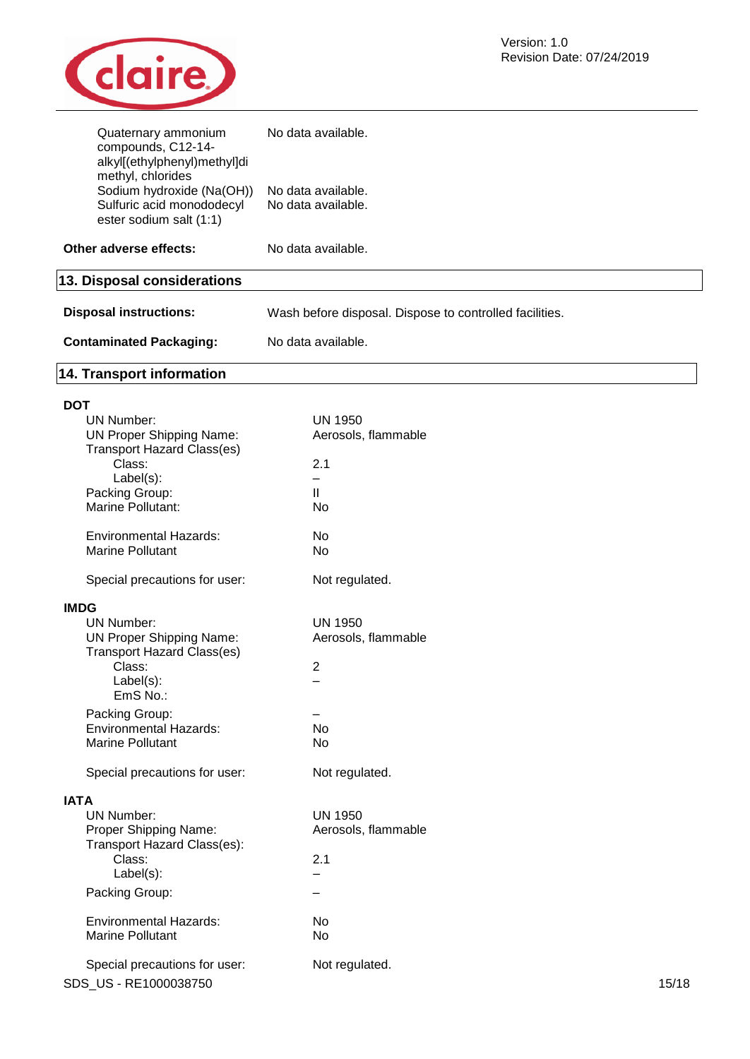| | |
|---|---|
| Quaternary ammonium compounds, C12-14-alkyl[(ethylphenyl)methyl]dimethyl, chlorides | No data available. |
| Sodium hydroxide (Na(OH)) | No data available. |
| Sulfuric acid monododecyl ester sodium salt (1:1) | No data available. |

**Other adverse effects:** No data available.

## 13. Disposal considerations

**Disposal instructions:** Wash before disposal. Dispose to controlled facilities.

**Contaminated Packaging:** No data available.

## 14. Transport information

### DOT

| | |
|---|---|
| UN Number: | UN 1950 |
| UN Proper Shipping Name: | Aerosols, flammable |
| Transport Hazard Class(es) | |
| Class: | 2.1 |
| Label(s): | – |
| Packing Group: | II |
| Marine Pollutant: | No |
| Environmental Hazards: | No |
| Marine Pollutant | No |
| Special precautions for user: | Not regulated. |

### IMDG

| | |
|---|---|
| UN Number: | UN 1950 |
| UN Proper Shipping Name: | Aerosols, flammable |
| Transport Hazard Class(es) | |
| Class: | 2 |
| Label(s): | – |
| EmS No.: | |
| Packing Group: | – |
| Environmental Hazards: | No |
| Marine Pollutant | No |
| Special precautions for user: | Not regulated. |

### IATA

| | |
|---|---|
| UN Number: | UN 1950 |
| Proper Shipping Name: | Aerosols, flammable |
| Transport Hazard Class(es): | |
| Class: | 2.1 |
| Label(s): | – |
| Packing Group: | – |
| Environmental Hazards: | No |
| Marine Pollutant | No |
| Special precautions for user: | Not regulated. |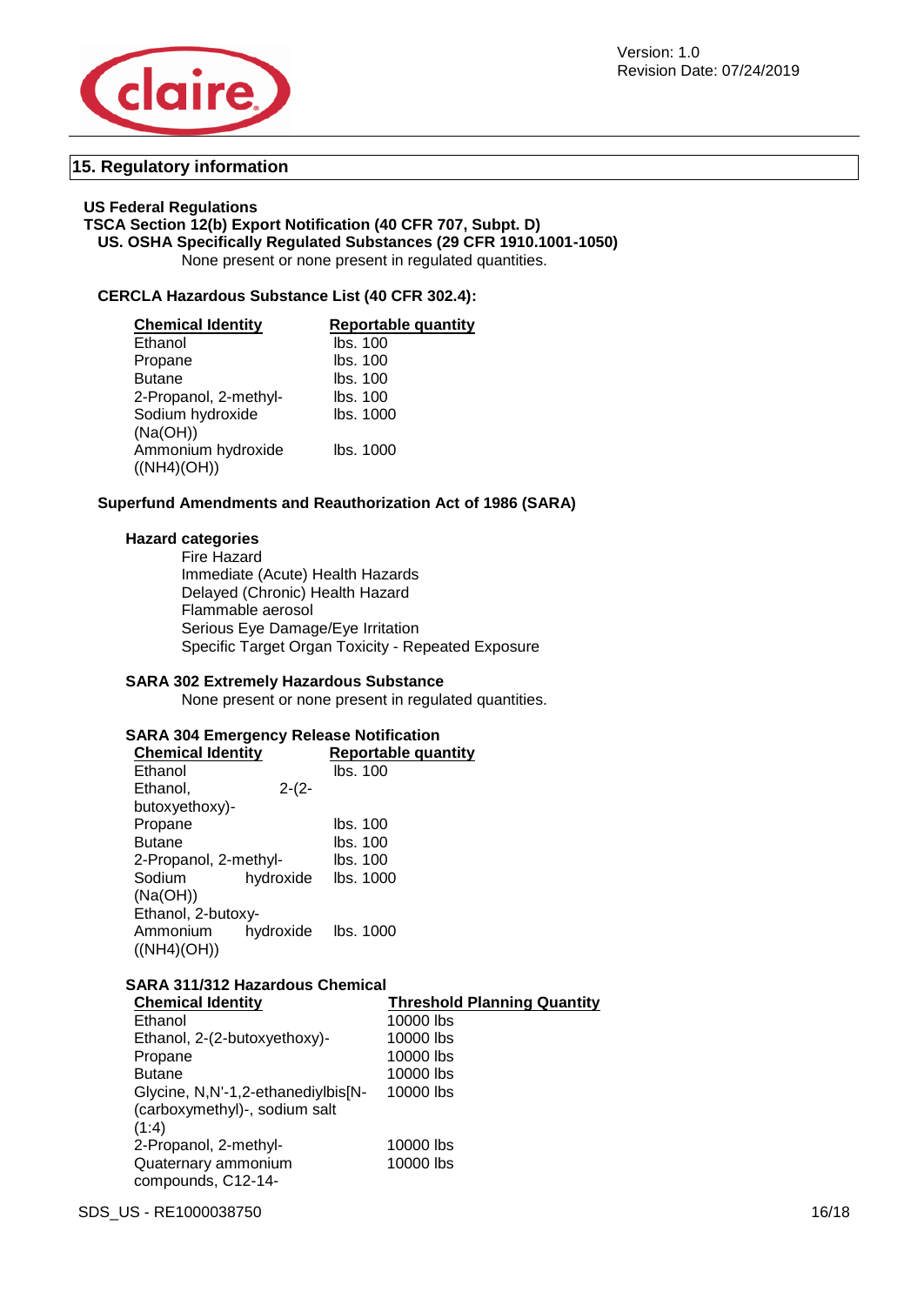## 15. Regulatory information

**US Federal Regulations**

**TSCA Section 12(b) Export Notification (40 CFR 707, Subpt. D)**

**US. OSHA Specifically Regulated Substances (29 CFR 1910.1001-1050)**

None present or none present in regulated quantities.

**CERCLA Hazardous Substance List (40 CFR 302.4):**

| Chemical Identity | Reportable quantity |
|---|---|
| Ethanol | lbs. 100 |
| Propane | lbs. 100 |
| Butane | lbs. 100 |
| 2-Propanol, 2-methyl- | lbs. 100 |
| Sodium hydroxide (Na(OH)) | lbs. 1000 |
| Ammonium hydroxide ((NH4)(OH)) | lbs. 1000 |

**Superfund Amendments and Reauthorization Act of 1986 (SARA)**

**Hazard categories**

Fire Hazard
Immediate (Acute) Health Hazards
Delayed (Chronic) Health Hazard
Flammable aerosol
Serious Eye Damage/Eye Irritation
Specific Target Organ Toxicity - Repeated Exposure

**SARA 302 Extremely Hazardous Substance**

None present or none present in regulated quantities.

**SARA 304 Emergency Release Notification**

| Chemical Identity | Reportable quantity |
|---|---|
| Ethanol | lbs. 100 |
| Ethanol, 2-(2-butoxyethoxy)- | |
| Propane | lbs. 100 |
| Butane | lbs. 100 |
| 2-Propanol, 2-methyl- | lbs. 100 |
| Sodium hydroxide (Na(OH)) | lbs. 1000 |
| Ethanol, 2-butoxy- | |
| Ammonium hydroxide ((NH4)(OH)) | lbs. 1000 |

**SARA 311/312 Hazardous Chemical**

| Chemical Identity | Threshold Planning Quantity |
|---|---|
| Ethanol | 10000 lbs |
| Ethanol, 2-(2-butoxyethoxy)- | 10000 lbs |
| Propane | 10000 lbs |
| Butane | 10000 lbs |
| Glycine, N,N'-1,2-ethanediylbis[N-(carboxymethyl)-, sodium salt (1:4) | 10000 lbs |
| 2-Propanol, 2-methyl- | 10000 lbs |
| Quaternary ammonium compounds, C12-14- | 10000 lbs |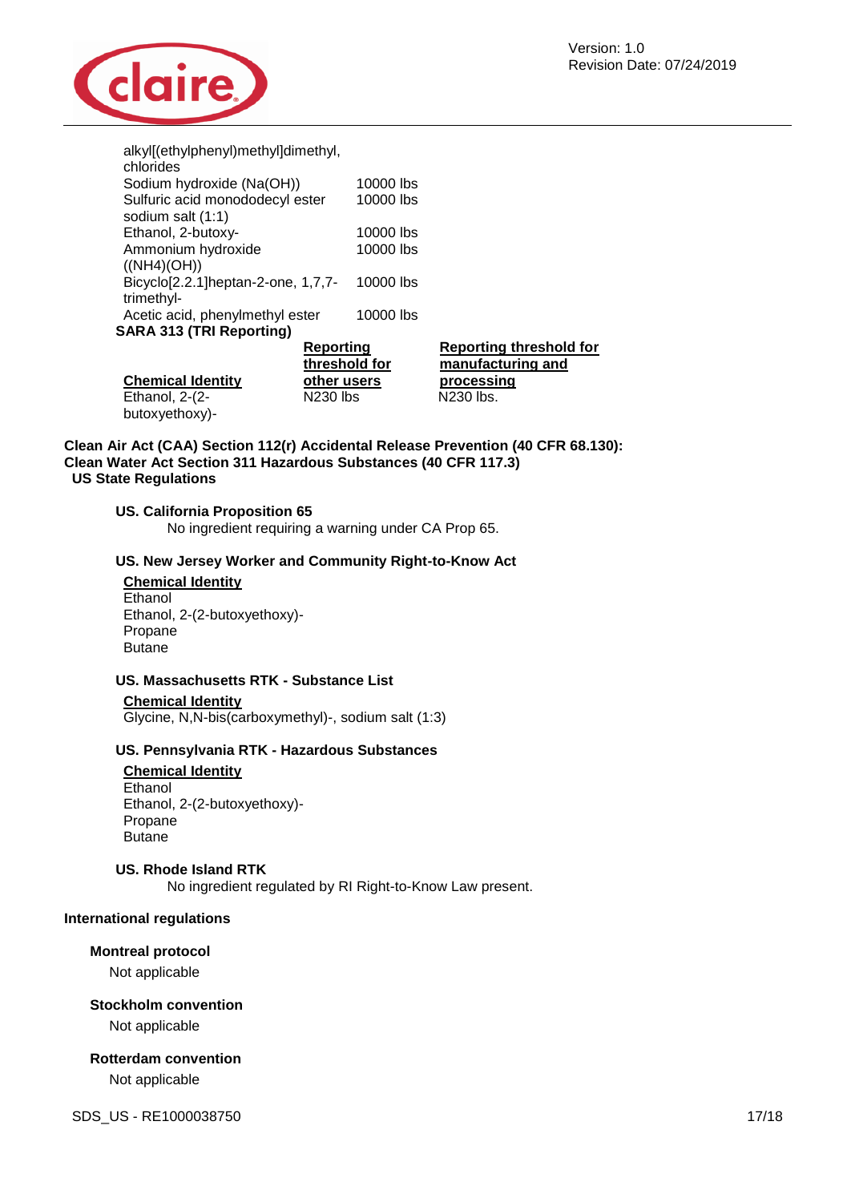| | |
|---|---|
| alkyl[(ethylphenyl)methyl]dimethyl, chlorides | |
| Sodium hydroxide (Na(OH)) | 10000 lbs |
| Sulfuric acid monododecyl ester sodium salt (1:1) | 10000 lbs |
| Ethanol, 2-butoxy- | 10000 lbs |
| Ammonium hydroxide ((NH4)(OH)) | 10000 lbs |
| Bicyclo[2.2.1]heptan-2-one, 1,7,7-trimethyl- | 10000 lbs |
| Acetic acid, phenylmethyl ester | 10000 lbs |

**SARA 313 (TRI Reporting)**

| Chemical Identity | Reporting threshold for other users | Reporting threshold for manufacturing and processing |
|---|---|---|
| Ethanol, 2-(2-butoxyethoxy)- | N230 lbs | N230 lbs. |

**Clean Air Act (CAA) Section 112(r) Accidental Release Prevention (40 CFR 68.130):**
**Clean Water Act Section 311 Hazardous Substances (40 CFR 117.3)**

**US State Regulations**

**US. California Proposition 65**

No ingredient requiring a warning under CA Prop 65.

**US. New Jersey Worker and Community Right-to-Know Act**

**Chemical Identity**
Ethanol
Ethanol, 2-(2-butoxyethoxy)-
Propane
Butane

**US. Massachusetts RTK - Substance List**

**Chemical Identity**
Glycine, N,N-bis(carboxymethyl)-, sodium salt (1:3)

**US. Pennsylvania RTK - Hazardous Substances**

**Chemical Identity**
Ethanol
Ethanol, 2-(2-butoxyethoxy)-
Propane
Butane

**US. Rhode Island RTK**

No ingredient regulated by RI Right-to-Know Law present.

**International regulations**

**Montreal protocol**

Not applicable

**Stockholm convention**

Not applicable

**Rotterdam convention**

Not applicable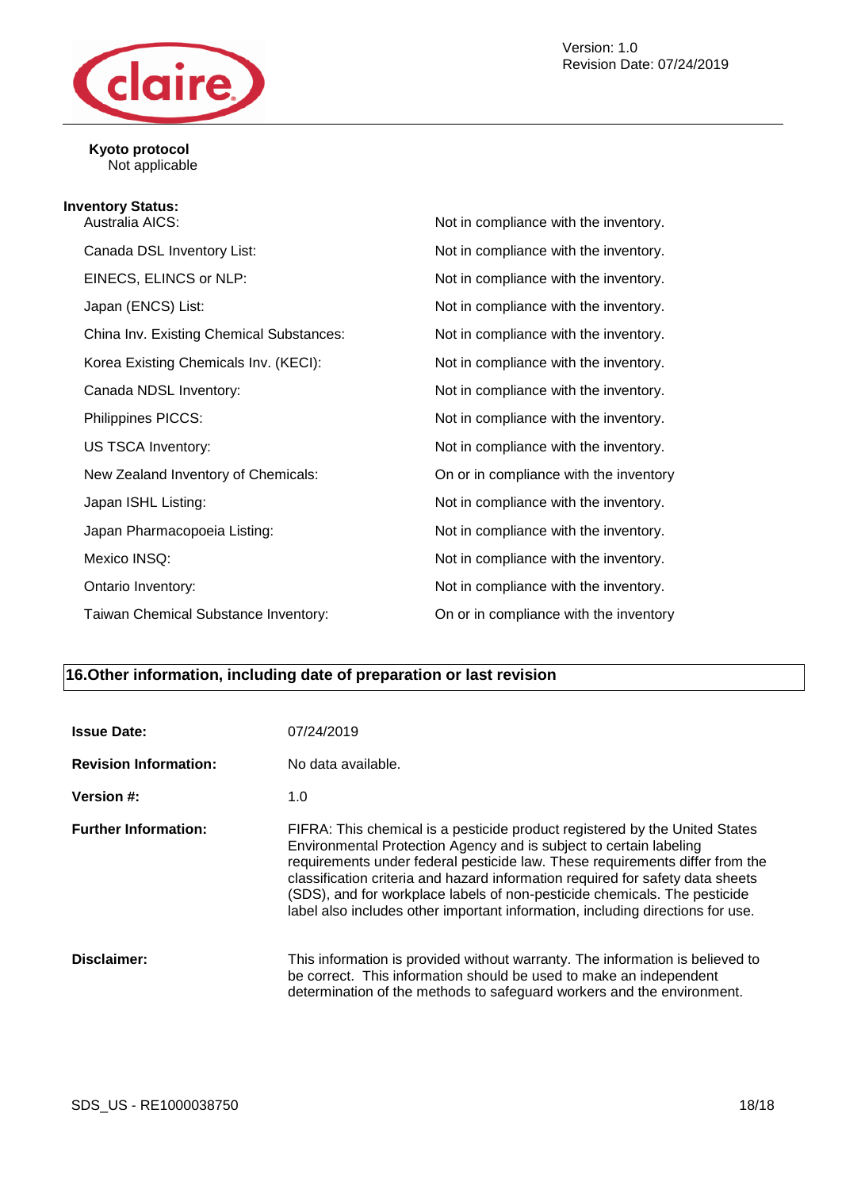**Kyoto protocol**
Not applicable

**Inventory Status:**

| | |
|---|---|
| Australia AICS: | Not in compliance with the inventory. |
| Canada DSL Inventory List: | Not in compliance with the inventory. |
| EINECS, ELINCS or NLP: | Not in compliance with the inventory. |
| Japan (ENCS) List: | Not in compliance with the inventory. |
| China Inv. Existing Chemical Substances: | Not in compliance with the inventory. |
| Korea Existing Chemicals Inv. (KECI): | Not in compliance with the inventory. |
| Canada NDSL Inventory: | Not in compliance with the inventory. |
| Philippines PICCS: | Not in compliance with the inventory. |
| US TSCA Inventory: | Not in compliance with the inventory. |
| New Zealand Inventory of Chemicals: | On or in compliance with the inventory |
| Japan ISHL Listing: | Not in compliance with the inventory. |
| Japan Pharmacopoeia Listing: | Not in compliance with the inventory. |
| Mexico INSQ: | Not in compliance with the inventory. |
| Ontario Inventory: | Not in compliance with the inventory. |
| Taiwan Chemical Substance Inventory: | On or in compliance with the inventory |

## 16.Other information, including date of preparation or last revision

| | |
|---|---|
| **Issue Date:** | 07/24/2019 |
| **Revision Information:** | No data available. |
| **Version #:** | 1.0 |
| **Further Information:** | FIFRA: This chemical is a pesticide product registered by the United States Environmental Protection Agency and is subject to certain labeling requirements under federal pesticide law. These requirements differ from the classification criteria and hazard information required for safety data sheets (SDS), and for workplace labels of non-pesticide chemicals. The pesticide label also includes other important information, including directions for use. |
| **Disclaimer:** | This information is provided without warranty. The information is believed to be correct. This information should be used to make an independent determination of the methods to safeguard workers and the environment. |